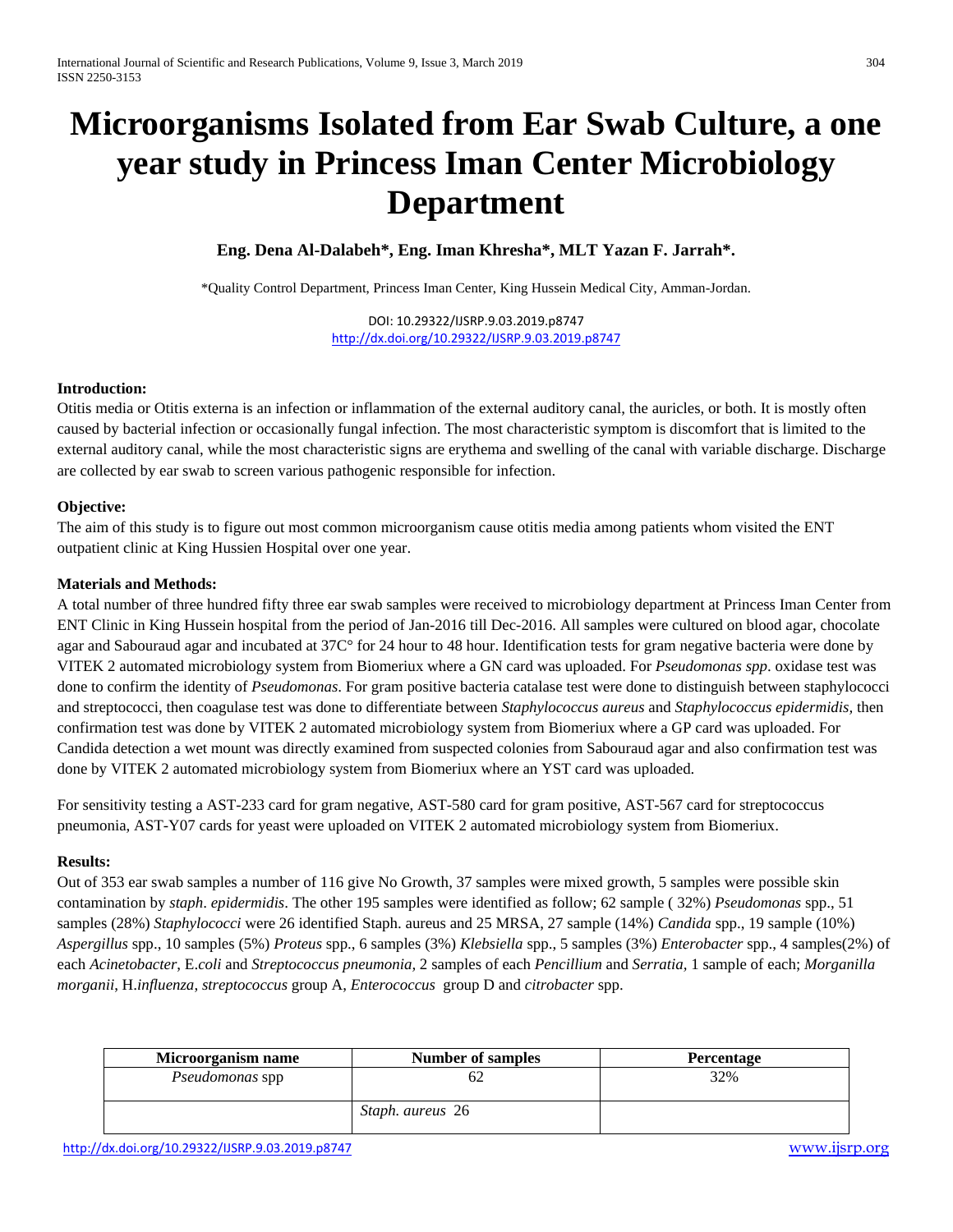# Microorganisms Isolated from Ear Swab Culture, a one year study in Princess Iman Center Microbiology Department

**Eng. Dena Al-Dalabeh\*, Eng. Iman Khresha\*, MLT Yazan F. Jarrah\*.**

\*Quality Control Department, Princess Iman Center, King Hussein Medical City, Amman-Jordan.

DOI: 10.29322/IJSRP.9.03.2019.p8747
http://dx.doi.org/10.29322/IJSRP.9.03.2019.p8747

**Introduction:**

Otitis media or Otitis externa is an infection or inflammation of the external auditory canal, the auricles, or both. It is mostly often caused by bacterial infection or occasionally fungal infection. The most characteristic symptom is discomfort that is limited to the external auditory canal, while the most characteristic signs are erythema and swelling of the canal with variable discharge. Discharge are collected by ear swab to screen various pathogenic responsible for infection.

**Objective:**

The aim of this study is to figure out most common microorganism cause otitis media among patients whom visited the ENT outpatient clinic at King Hussien Hospital over one year.

**Materials and Methods:**

A total number of three hundred fifty three ear swab samples were received to microbiology department at Princess Iman Center from ENT Clinic in King Hussein hospital from the period of Jan-2016 till Dec-2016. All samples were cultured on blood agar, chocolate agar and Sabouraud agar and incubated at 37C° for 24 hour to 48 hour. Identification tests for gram negative bacteria were done by VITEK 2 automated microbiology system from Biomeriux where a GN card was uploaded. For *Pseudomonas spp*. oxidase test was done to confirm the identity of *Pseudomonas*. For gram positive bacteria catalase test were done to distinguish between staphylococci and streptococci, then coagulase test was done to differentiate between *Staphylococcus aureus* and *Staphylococcus epidermidis*, then confirmation test was done by VITEK 2 automated microbiology system from Biomeriux where a GP card was uploaded. For Candida detection a wet mount was directly examined from suspected colonies from Sabouraud agar and also confirmation test was done by VITEK 2 automated microbiology system from Biomeriux where an YST card was uploaded.

For sensitivity testing a AST-233 card for gram negative, AST-580 card for gram positive, AST-567 card for streptococcus pneumonia, AST-Y07 cards for yeast were uploaded on VITEK 2 automated microbiology system from Biomeriux.

**Results:**

Out of 353 ear swab samples a number of 116 give No Growth, 37 samples were mixed growth, 5 samples were possible skin contamination by *staph*. *epidermidis*. The other 195 samples were identified as follow; 62 sample ( 32%) *Pseudomonas* spp., 51 samples (28%) *Staphylococci* were 26 identified Staph. aureus and 25 MRSA, 27 sample (14%) *Candida* spp., 19 sample (10%) *Aspergillus* spp., 10 samples (5%) *Proteus* spp., 6 samples (3%) *Klebsiella* spp., 5 samples (3%) *Enterobacter* spp., 4 samples(2%) of each *Acinetobacter*, E.*coli* and *Streptococcus pneumonia,* 2 samples of each *Pencillium* and *Serratia*, 1 sample of each; *Morganilla morganii*, H.*influenza*, *streptococcus* group A, *Enterococcus* group D and *citrobacter* spp.

| Microorganism name | Number of samples | Percentage |
|---|---|---|
| *Pseudomonas* spp | 62 | 32% |
| | *Staph. aureus* 26 | |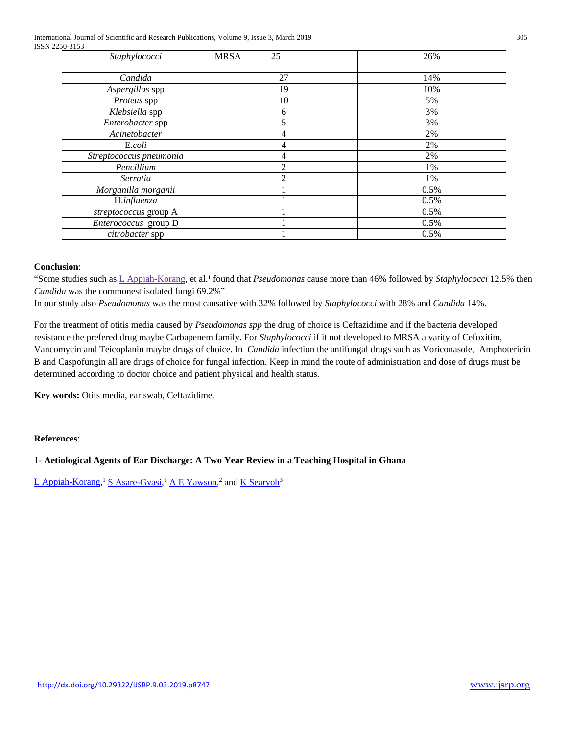| | | |
|---|---|---|
| *Staphylococci* | MRSA 25 | 26% |
| *Candida* | 27 | 14% |
| *Aspergillus* spp | 19 | 10% |
| *Proteus* spp | 10 | 5% |
| *Klebsiella* spp | 6 | 3% |
| *Enterobacter* spp | 5 | 3% |
| *Acinetobacter* | 4 | 2% |
| E.*coli* | 4 | 2% |
| *Streptococcus pneumonia* | 4 | 2% |
| *Pencillium* | 2 | 1% |
| *Serratia* | 2 | 1% |
| *Morganilla morganii* | 1 | 0.5% |
| H.*influenza* | 1 | 0.5% |
| *streptococcus* group A | 1 | 0.5% |
| *Enterococcus* group D | 1 | 0.5% |
| *citrobacter* spp | 1 | 0.5% |

**Conclusion**:

"Some studies such as L Appiah-Korang, et al.[1] found that *Pseudomonas* cause more than 46% followed by *Staphylococci* 12.5% then *Candida* was the commonest isolated fungi 69.2%"

In our study also *Pseudomonas* was the most causative with 32% followed by *Staphylococci* with 28% and *Candida* 14%.

For the treatment of otitis media caused by *Pseudomonas spp* the drug of choice is Ceftazidime and if the bacteria developed resistance the prefered drug maybe Carbapenem family. For *Staphylococci* if it not developed to MRSA a varity of Cefoxitim, Vancomycin and Teicoplanin maybe drugs of choice. In *Candida* infection the antifungal drugs such as Voriconasole, Amphotericin B and Caspofungin all are drugs of choice for fungal infection. Keep in mind the route of administration and dose of drugs must be determined according to doctor choice and patient physical and health status.

**Key words:** Otits media, ear swab, Ceftazidime.

**References**:

1- **Aetiological Agents of Ear Discharge: A Two Year Review in a Teaching Hospital in Ghana**

L Appiah-Korang,[1] S Asare-Gyasi,[1] A E Yawson,[2] and K Searyoh[3]

http://dx.doi.org/10.29322/IJSRP.9.03.2019.p8747